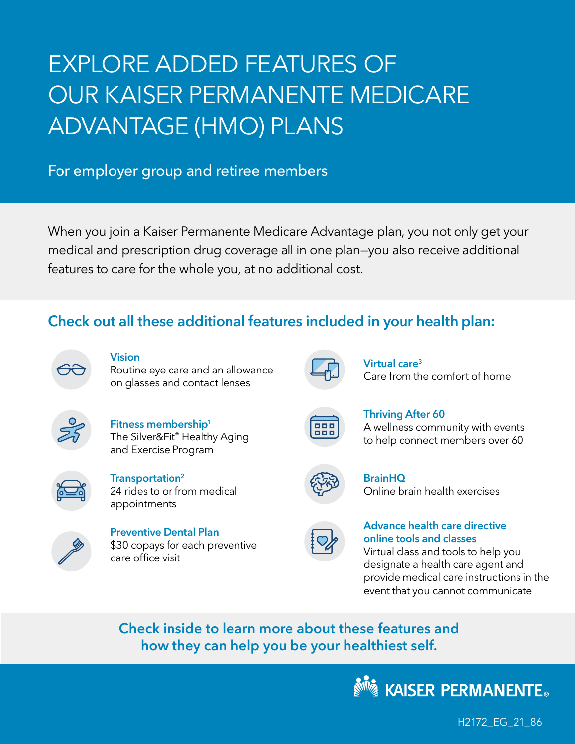# EXPLORE ADDED FEATURES OF OUR KAISER PERMANENTE MEDICARE ADVANTAGE (HMO) PLANS

For employer group and retiree members

When you join a Kaiser Permanente Medicare Advantage plan, you not only get your medical and prescription drug coverage all in one plan—you also receive additional features to care for the whole you, at no additional cost.

## Check out all these additional features included in your health plan:

**Vision**
Routine eye care and an allowance on glasses and contact lenses

**Fitness membership[1]**
The Silver&Fit® Healthy Aging and Exercise Program

**Transportation[2]**
24 rides to or from medical appointments

**Preventive Dental Plan**
$30 copays for each preventive care office visit

**Virtual care[3]**
Care from the comfort of home

**Thriving After 60**
A wellness community with events to help connect members over 60

**BrainHQ**
Online brain health exercises

**Advance health care directive online tools and classes**
Virtual class and tools to help you designate a health care agent and provide medical care instructions in the event that you cannot communicate

**Check inside to learn more about these features and how they can help you be your healthiest self.**

KAISER PERMANENTE®

H2172_EG_21_86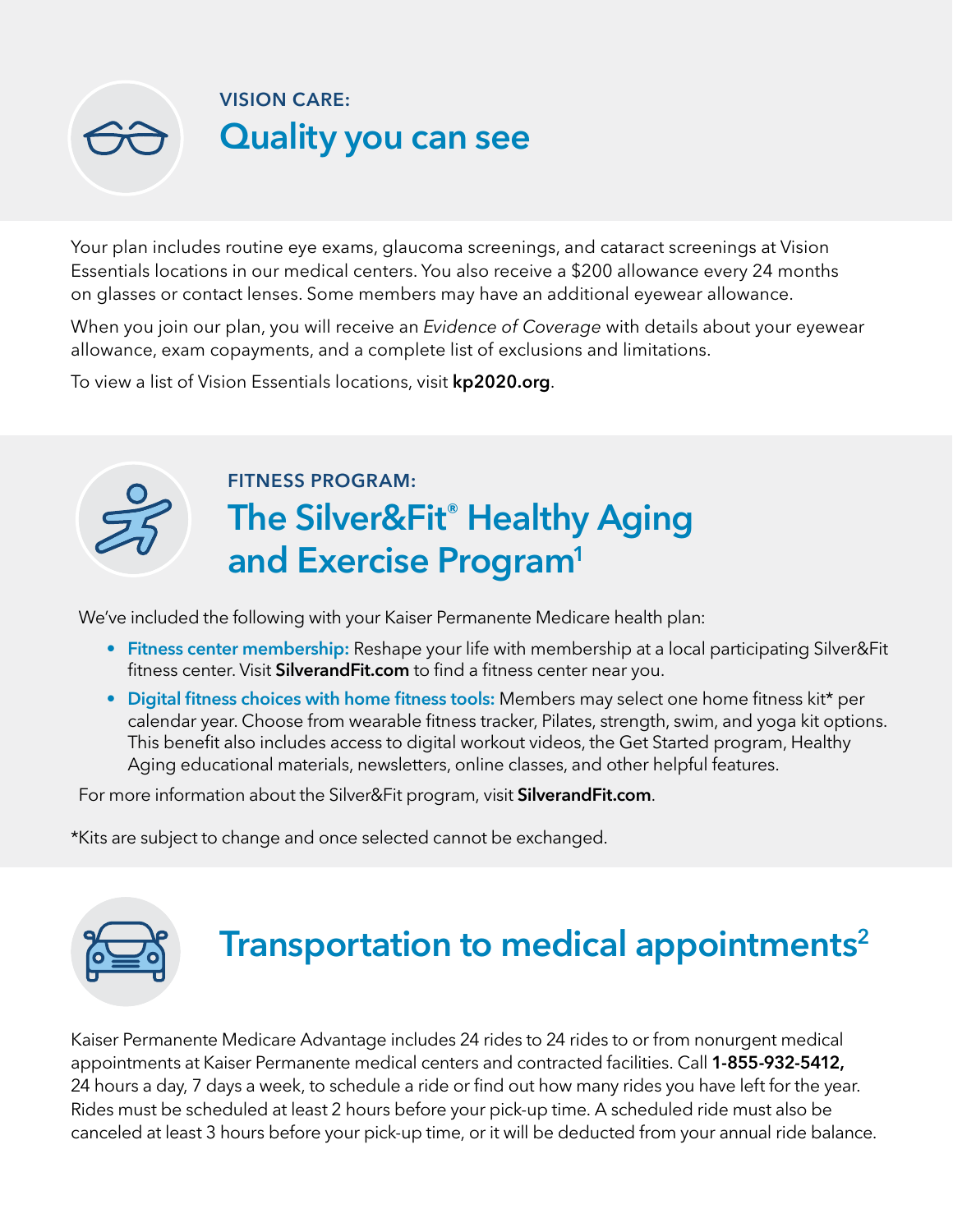## VISION CARE:

# Quality you can see

Your plan includes routine eye exams, glaucoma screenings, and cataract screenings at Vision Essentials locations in our medical centers. You also receive a $200 allowance every 24 months on glasses or contact lenses. Some members may have an additional eyewear allowance.

When you join our plan, you will receive an *Evidence of Coverage* with details about your eyewear allowance, exam copayments, and a complete list of exclusions and limitations.

To view a list of Vision Essentials locations, visit **kp2020.org**.

## FITNESS PROGRAM:

# The Silver&Fit® Healthy Aging and Exercise Program[1]

We've included the following with your Kaiser Permanente Medicare health plan:

- **Fitness center membership:** Reshape your life with membership at a local participating Silver&Fit fitness center. Visit **SilverandFit.com** to find a fitness center near you.
- **Digital fitness choices with home fitness tools:** Members may select one home fitness kit* per calendar year. Choose from wearable fitness tracker, Pilates, strength, swim, and yoga kit options. This benefit also includes access to digital workout videos, the Get Started program, Healthy Aging educational materials, newsletters, online classes, and other helpful features.

For more information about the Silver&Fit program, visit **SilverandFit.com**.

*Kits are subject to change and once selected cannot be exchanged.

# Transportation to medical appointments[2]

Kaiser Permanente Medicare Advantage includes 24 rides to 24 rides to or from nonurgent medical appointments at Kaiser Permanente medical centers and contracted facilities. Call **1-855-932-5412,** 24 hours a day, 7 days a week, to schedule a ride or find out how many rides you have left for the year. Rides must be scheduled at least 2 hours before your pick-up time. A scheduled ride must also be canceled at least 3 hours before your pick-up time, or it will be deducted from your annual ride balance.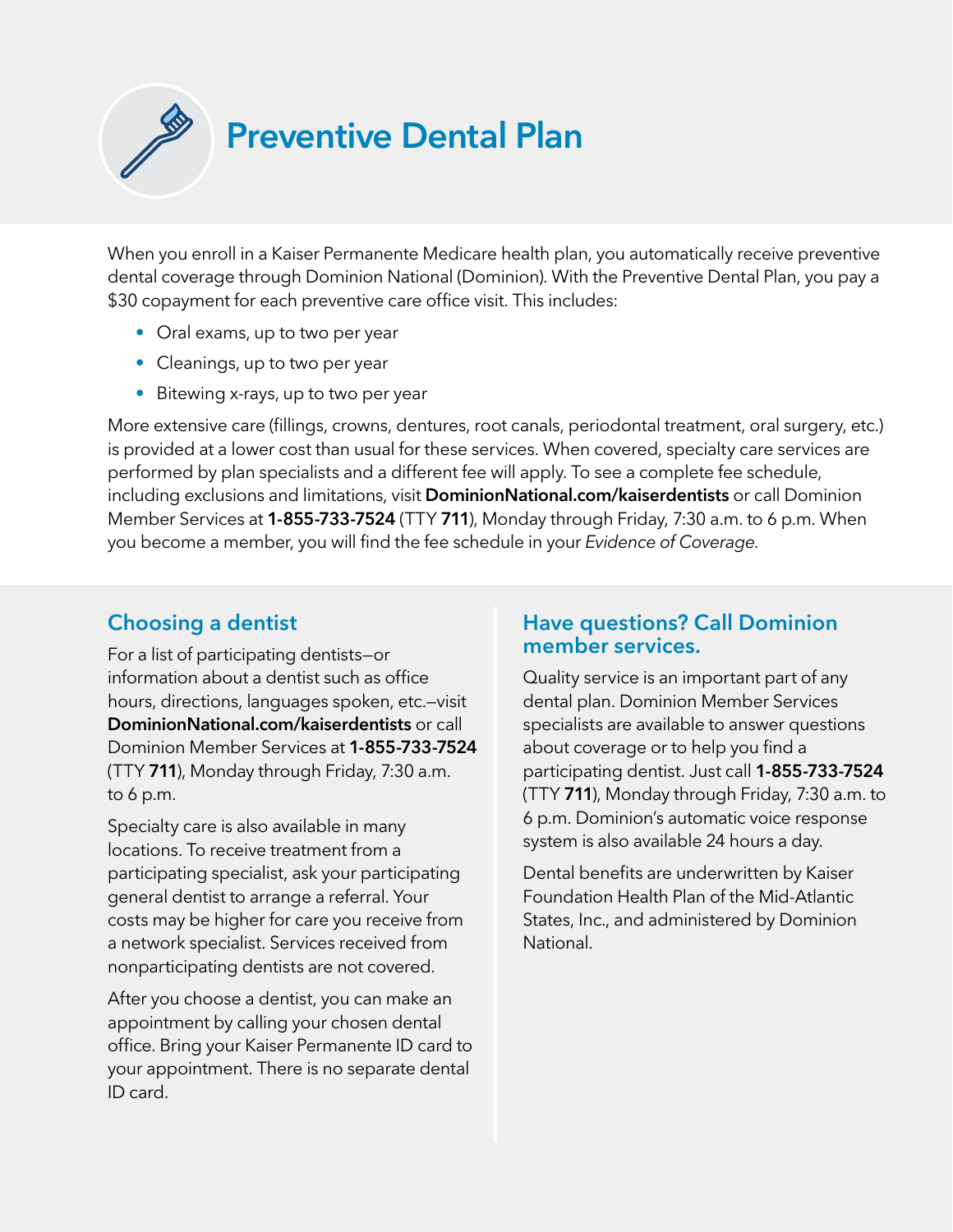# Preventive Dental Plan

When you enroll in a Kaiser Permanente Medicare health plan, you automatically receive preventive dental coverage through Dominion National (Dominion). With the Preventive Dental Plan, you pay a $30 copayment for each preventive care office visit. This includes:

- Oral exams, up to two per year
- Cleanings, up to two per year
- Bitewing x-rays, up to two per year

More extensive care (fillings, crowns, dentures, root canals, periodontal treatment, oral surgery, etc.) is provided at a lower cost than usual for these services. When covered, specialty care services are performed by plan specialists and a different fee will apply. To see a complete fee schedule, including exclusions and limitations, visit **DominionNational.com/kaiserdentists** or call Dominion Member Services at **1-855-733-7524** (TTY **711**), Monday through Friday, 7:30 a.m. to 6 p.m. When you become a member, you will find the fee schedule in your *Evidence of Coverage*.

## Choosing a dentist

For a list of participating dentists—or information about a dentist such as office hours, directions, languages spoken, etc.—visit **DominionNational.com/kaiserdentists** or call Dominion Member Services at **1-855-733-7524** (TTY **711**), Monday through Friday, 7:30 a.m. to 6 p.m.

Specialty care is also available in many locations. To receive treatment from a participating specialist, ask your participating general dentist to arrange a referral. Your costs may be higher for care you receive from a network specialist. Services received from nonparticipating dentists are not covered.

After you choose a dentist, you can make an appointment by calling your chosen dental office. Bring your Kaiser Permanente ID card to your appointment. There is no separate dental ID card.

## Have questions? Call Dominion member services.

Quality service is an important part of any dental plan. Dominion Member Services specialists are available to answer questions about coverage or to help you find a participating dentist. Just call **1-855-733-7524** (TTY **711**), Monday through Friday, 7:30 a.m. to 6 p.m. Dominion's automatic voice response system is also available 24 hours a day.

Dental benefits are underwritten by Kaiser Foundation Health Plan of the Mid-Atlantic States, Inc., and administered by Dominion National.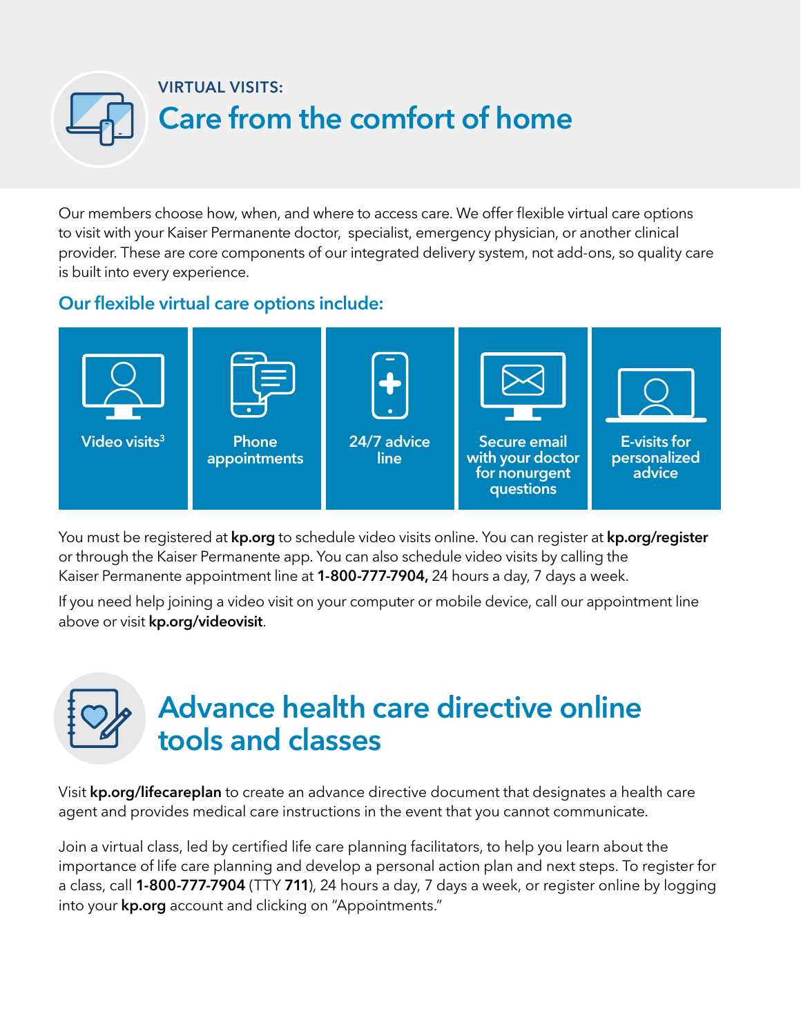VIRTUAL VISITS:

# Care from the comfort of home

Our members choose how, when, and where to access care. We offer flexible virtual care options to visit with your Kaiser Permanente doctor, specialist, emergency physician, or another clinical provider. These are core components of our integrated delivery system, not add-ons, so quality care is built into every experience.

## Our flexible virtual care options include:

- Video visits[3]
- Phone appointments
- 24/7 advice line
- Secure email with your doctor for nonurgent questions
- E-visits for personalized advice

You must be registered at **kp.org** to schedule video visits online. You can register at **kp.org/register** or through the Kaiser Permanente app. You can also schedule video visits by calling the Kaiser Permanente appointment line at **1-800-777-7904,** 24 hours a day, 7 days a week.

If you need help joining a video visit on your computer or mobile device, call our appointment line above or visit **kp.org/videovisit**.

# Advance health care directive online tools and classes

Visit **kp.org/lifecareplan** to create an advance directive document that designates a health care agent and provides medical care instructions in the event that you cannot communicate.

Join a virtual class, led by certified life care planning facilitators, to help you learn about the importance of life care planning and develop a personal action plan and next steps. To register for a class, call **1-800-777-7904** (TTY **711**), 24 hours a day, 7 days a week, or register online by logging into your **kp.org** account and clicking on "Appointments."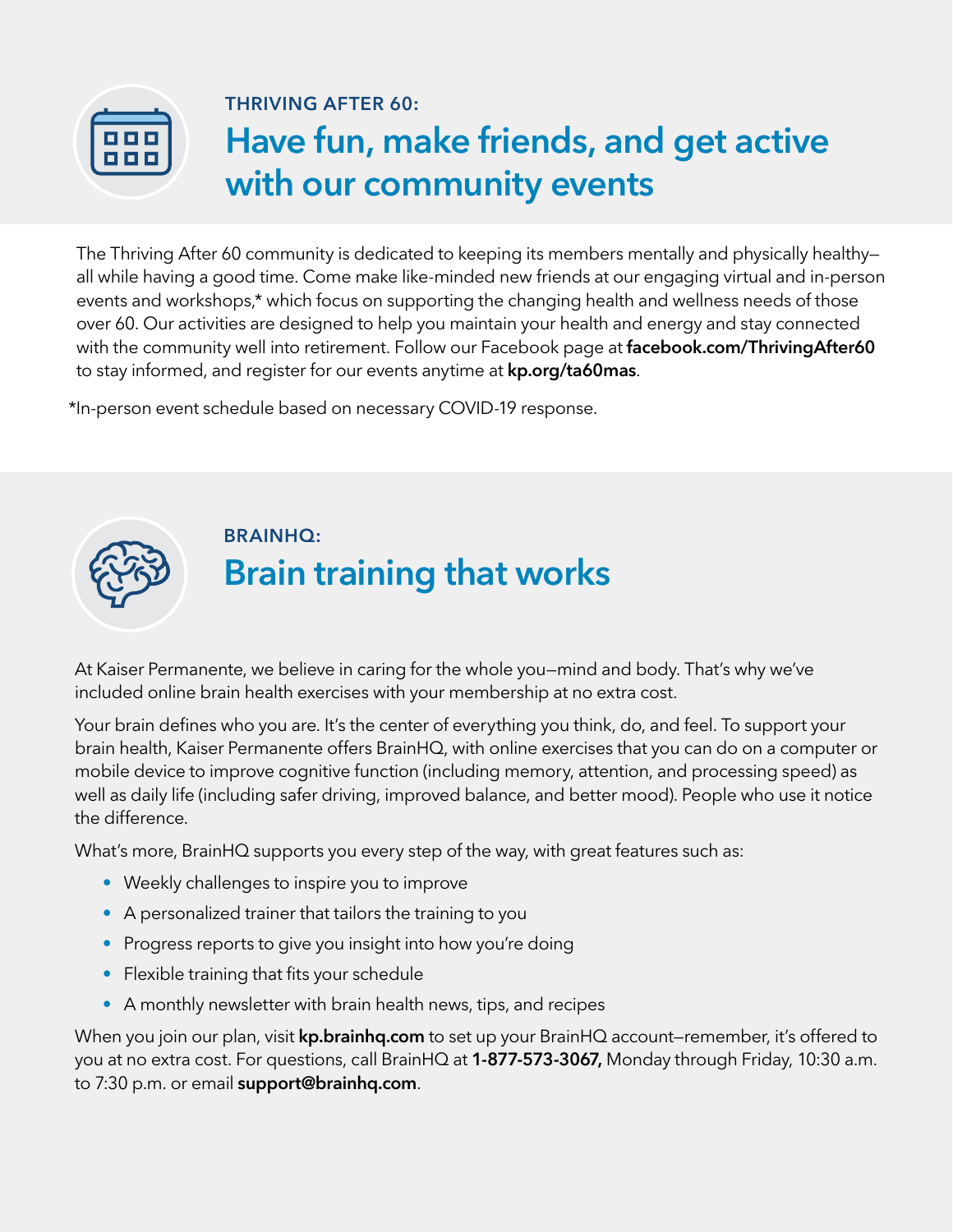### THRIVING AFTER 60:

## Have fun, make friends, and get active with our community events

The Thriving After 60 community is dedicated to keeping its members mentally and physically healthy—all while having a good time. Come make like-minded new friends at our engaging virtual and in-person events and workshops,* which focus on supporting the changing health and wellness needs of those over 60. Our activities are designed to help you maintain your health and energy and stay connected with the community well into retirement. Follow our Facebook page at **facebook.com/ThrivingAfter60** to stay informed, and register for our events anytime at **kp.org/ta60mas**.

*In-person event schedule based on necessary COVID-19 response.

### BRAINHQ:

## Brain training that works

At Kaiser Permanente, we believe in caring for the whole you—mind and body. That's why we've included online brain health exercises with your membership at no extra cost.

Your brain defines who you are. It's the center of everything you think, do, and feel. To support your brain health, Kaiser Permanente offers BrainHQ, with online exercises that you can do on a computer or mobile device to improve cognitive function (including memory, attention, and processing speed) as well as daily life (including safer driving, improved balance, and better mood). People who use it notice the difference.

What's more, BrainHQ supports you every step of the way, with great features such as:

- Weekly challenges to inspire you to improve
- A personalized trainer that tailors the training to you
- Progress reports to give you insight into how you're doing
- Flexible training that fits your schedule
- A monthly newsletter with brain health news, tips, and recipes

When you join our plan, visit **kp.brainhq.com** to set up your BrainHQ account—remember, it's offered to you at no extra cost. For questions, call BrainHQ at **1-877-573-3067,** Monday through Friday, 10:30 a.m. to 7:30 p.m. or email **support@brainhq.com**.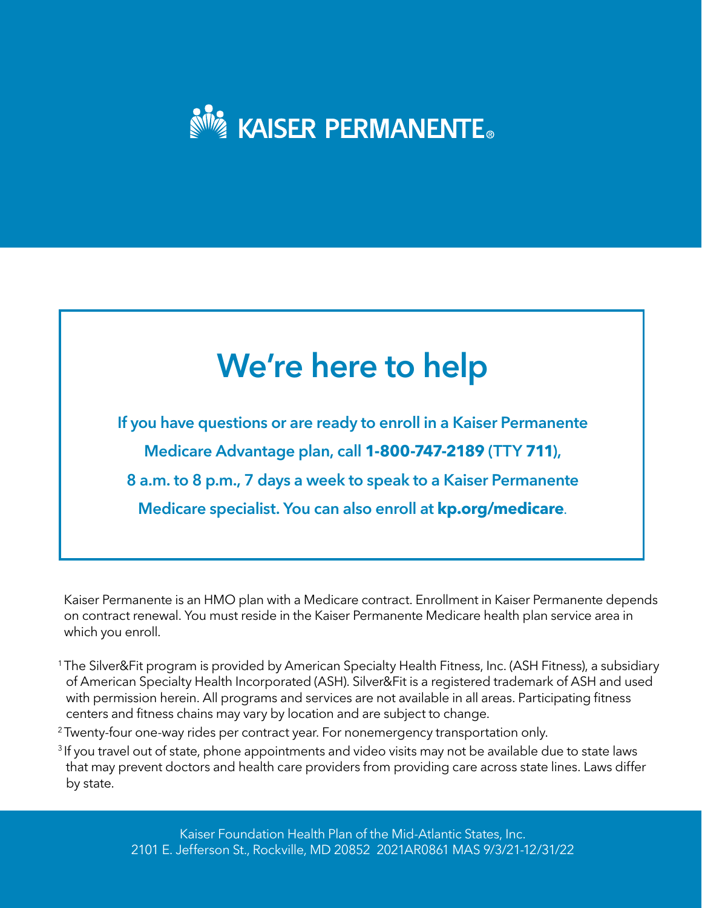KAISER PERMANENTE®

# We're here to help

**If you have questions or are ready to enroll in a Kaiser Permanente Medicare Advantage plan, call 1-800-747-2189 (TTY 711), 8 a.m. to 8 p.m., 7 days a week to speak to a Kaiser Permanente Medicare specialist. You can also enroll at kp.org/medicare.**

Kaiser Permanente is an HMO plan with a Medicare contract. Enrollment in Kaiser Permanente depends on contract renewal. You must reside in the Kaiser Permanente Medicare health plan service area in which you enroll.

[1] The Silver&Fit program is provided by American Specialty Health Fitness, Inc. (ASH Fitness), a subsidiary of American Specialty Health Incorporated (ASH). Silver&Fit is a registered trademark of ASH and used with permission herein. All programs and services are not available in all areas. Participating fitness centers and fitness chains may vary by location and are subject to change.

[2] Twenty-four one-way rides per contract year. For nonemergency transportation only.

[3] If you travel out of state, phone appointments and video visits may not be available due to state laws that may prevent doctors and health care providers from providing care across state lines. Laws differ by state.

Kaiser Foundation Health Plan of the Mid-Atlantic States, Inc.
2101 E. Jefferson St., Rockville, MD 20852 2021AR0861 MAS 9/3/21-12/31/22